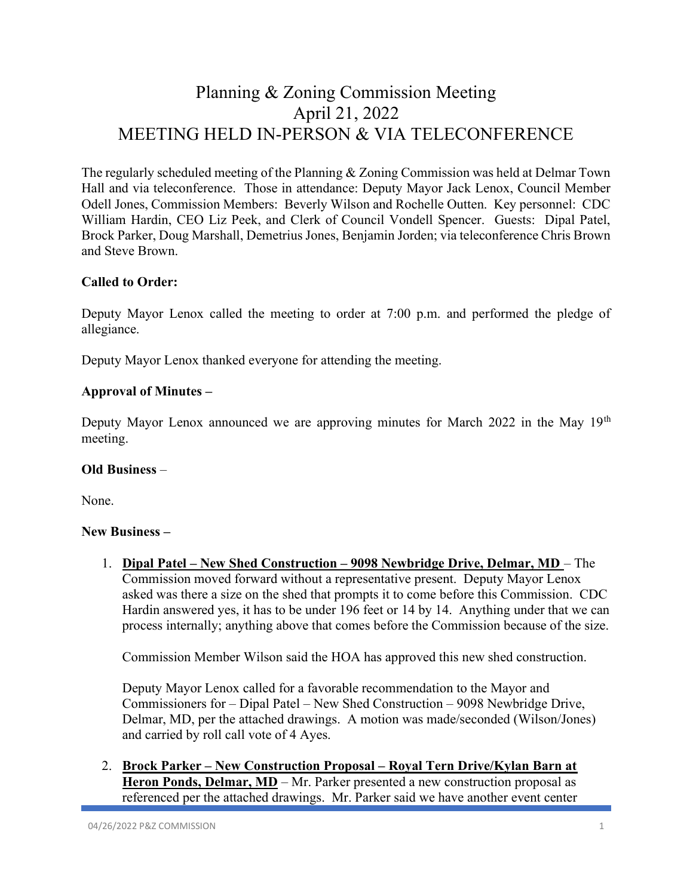# Planning & Zoning Commission Meeting
# April 21, 2022
# MEETING HELD IN-PERSON & VIA TELECONFERENCE

The regularly scheduled meeting of the Planning & Zoning Commission was held at Delmar Town Hall and via teleconference. Those in attendance: Deputy Mayor Jack Lenox, Council Member Odell Jones, Commission Members: Beverly Wilson and Rochelle Outten. Key personnel: CDC William Hardin, CEO Liz Peek, and Clerk of Council Vondell Spencer. Guests: Dipal Patel, Brock Parker, Doug Marshall, Demetrius Jones, Benjamin Jorden; via teleconference Chris Brown and Steve Brown.

**Called to Order:**

Deputy Mayor Lenox called the meeting to order at 7:00 p.m. and performed the pledge of allegiance.

Deputy Mayor Lenox thanked everyone for attending the meeting.

**Approval of Minutes –**

Deputy Mayor Lenox announced we are approving minutes for March 2022 in the May 19th meeting.

**Old Business** –

None.

**New Business –**

1. **Dipal Patel – New Shed Construction – 9098 Newbridge Drive, Delmar, MD** – The Commission moved forward without a representative present. Deputy Mayor Lenox asked was there a size on the shed that prompts it to come before this Commission. CDC Hardin answered yes, it has to be under 196 feet or 14 by 14. Anything under that we can process internally; anything above that comes before the Commission because of the size.

   Commission Member Wilson said the HOA has approved this new shed construction.

   Deputy Mayor Lenox called for a favorable recommendation to the Mayor and Commissioners for – Dipal Patel – New Shed Construction – 9098 Newbridge Drive, Delmar, MD, per the attached drawings. A motion was made/seconded (Wilson/Jones) and carried by roll call vote of 4 Ayes.

2. **Brock Parker – New Construction Proposal – Royal Tern Drive/Kylan Barn at Heron Ponds, Delmar, MD** – Mr. Parker presented a new construction proposal as referenced per the attached drawings. Mr. Parker said we have another event center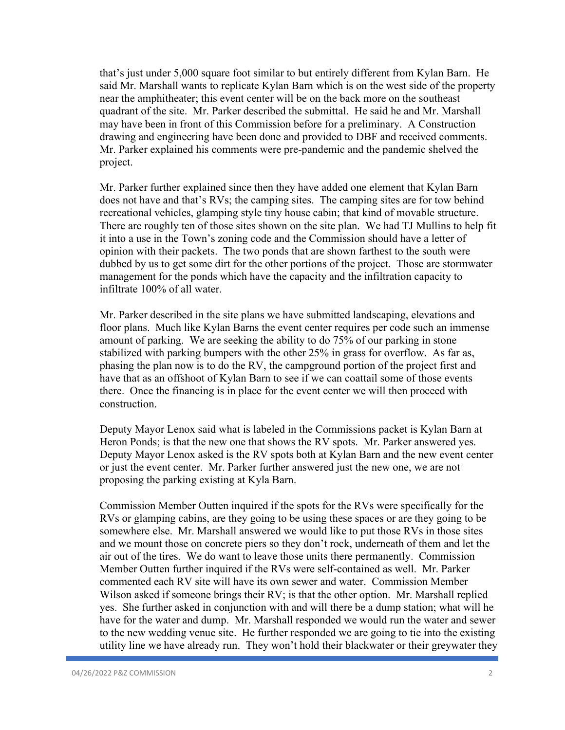that's just under 5,000 square foot similar to but entirely different from Kylan Barn. He said Mr. Marshall wants to replicate Kylan Barn which is on the west side of the property near the amphitheater; this event center will be on the back more on the southeast quadrant of the site. Mr. Parker described the submittal. He said he and Mr. Marshall may have been in front of this Commission before for a preliminary. A Construction drawing and engineering have been done and provided to DBF and received comments. Mr. Parker explained his comments were pre-pandemic and the pandemic shelved the project.

Mr. Parker further explained since then they have added one element that Kylan Barn does not have and that's RVs; the camping sites. The camping sites are for tow behind recreational vehicles, glamping style tiny house cabin; that kind of movable structure. There are roughly ten of those sites shown on the site plan. We had TJ Mullins to help fit it into a use in the Town's zoning code and the Commission should have a letter of opinion with their packets. The two ponds that are shown farthest to the south were dubbed by us to get some dirt for the other portions of the project. Those are stormwater management for the ponds which have the capacity and the infiltration capacity to infiltrate 100% of all water.

Mr. Parker described in the site plans we have submitted landscaping, elevations and floor plans. Much like Kylan Barns the event center requires per code such an immense amount of parking. We are seeking the ability to do 75% of our parking in stone stabilized with parking bumpers with the other 25% in grass for overflow. As far as, phasing the plan now is to do the RV, the campground portion of the project first and have that as an offshoot of Kylan Barn to see if we can coattail some of those events there. Once the financing is in place for the event center we will then proceed with construction.

Deputy Mayor Lenox said what is labeled in the Commissions packet is Kylan Barn at Heron Ponds; is that the new one that shows the RV spots. Mr. Parker answered yes. Deputy Mayor Lenox asked is the RV spots both at Kylan Barn and the new event center or just the event center. Mr. Parker further answered just the new one, we are not proposing the parking existing at Kyla Barn.

Commission Member Outten inquired if the spots for the RVs were specifically for the RVs or glamping cabins, are they going to be using these spaces or are they going to be somewhere else. Mr. Marshall answered we would like to put those RVs in those sites and we mount those on concrete piers so they don't rock, underneath of them and let the air out of the tires. We do want to leave those units there permanently. Commission Member Outten further inquired if the RVs were self-contained as well. Mr. Parker commented each RV site will have its own sewer and water. Commission Member Wilson asked if someone brings their RV; is that the other option. Mr. Marshall replied yes. She further asked in conjunction with and will there be a dump station; what will he have for the water and dump. Mr. Marshall responded we would run the water and sewer to the new wedding venue site. He further responded we are going to tie into the existing utility line we have already run. They won't hold their blackwater or their greywater they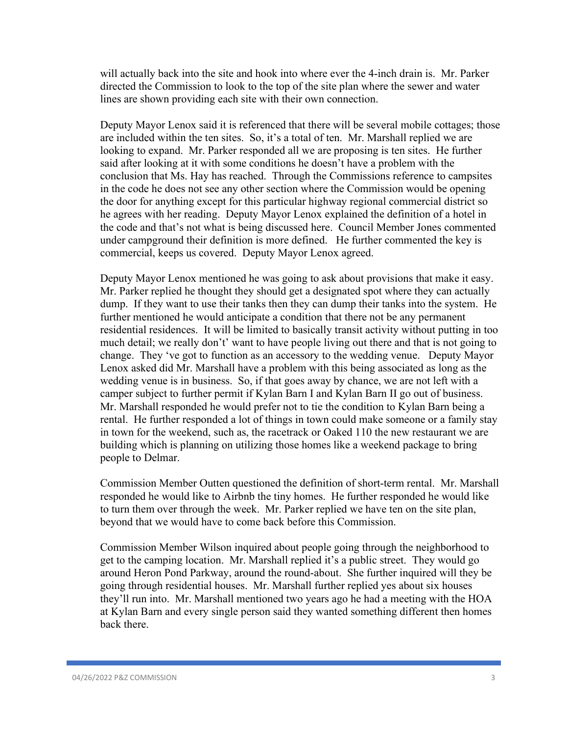will actually back into the site and hook into where ever the 4-inch drain is. Mr. Parker directed the Commission to look to the top of the site plan where the sewer and water lines are shown providing each site with their own connection.

Deputy Mayor Lenox said it is referenced that there will be several mobile cottages; those are included within the ten sites. So, it's a total of ten. Mr. Marshall replied we are looking to expand. Mr. Parker responded all we are proposing is ten sites. He further said after looking at it with some conditions he doesn't have a problem with the conclusion that Ms. Hay has reached. Through the Commissions reference to campsites in the code he does not see any other section where the Commission would be opening the door for anything except for this particular highway regional commercial district so he agrees with her reading. Deputy Mayor Lenox explained the definition of a hotel in the code and that's not what is being discussed here. Council Member Jones commented under campground their definition is more defined. He further commented the key is commercial, keeps us covered. Deputy Mayor Lenox agreed.

Deputy Mayor Lenox mentioned he was going to ask about provisions that make it easy. Mr. Parker replied he thought they should get a designated spot where they can actually dump. If they want to use their tanks then they can dump their tanks into the system. He further mentioned he would anticipate a condition that there not be any permanent residential residences. It will be limited to basically transit activity without putting in too much detail; we really don't' want to have people living out there and that is not going to change. They 've got to function as an accessory to the wedding venue. Deputy Mayor Lenox asked did Mr. Marshall have a problem with this being associated as long as the wedding venue is in business. So, if that goes away by chance, we are not left with a camper subject to further permit if Kylan Barn I and Kylan Barn II go out of business. Mr. Marshall responded he would prefer not to tie the condition to Kylan Barn being a rental. He further responded a lot of things in town could make someone or a family stay in town for the weekend, such as, the racetrack or Oaked 110 the new restaurant we are building which is planning on utilizing those homes like a weekend package to bring people to Delmar.

Commission Member Outten questioned the definition of short-term rental. Mr. Marshall responded he would like to Airbnb the tiny homes. He further responded he would like to turn them over through the week. Mr. Parker replied we have ten on the site plan, beyond that we would have to come back before this Commission.

Commission Member Wilson inquired about people going through the neighborhood to get to the camping location. Mr. Marshall replied it's a public street. They would go around Heron Pond Parkway, around the round-about. She further inquired will they be going through residential houses. Mr. Marshall further replied yes about six houses they'll run into. Mr. Marshall mentioned two years ago he had a meeting with the HOA at Kylan Barn and every single person said they wanted something different then homes back there.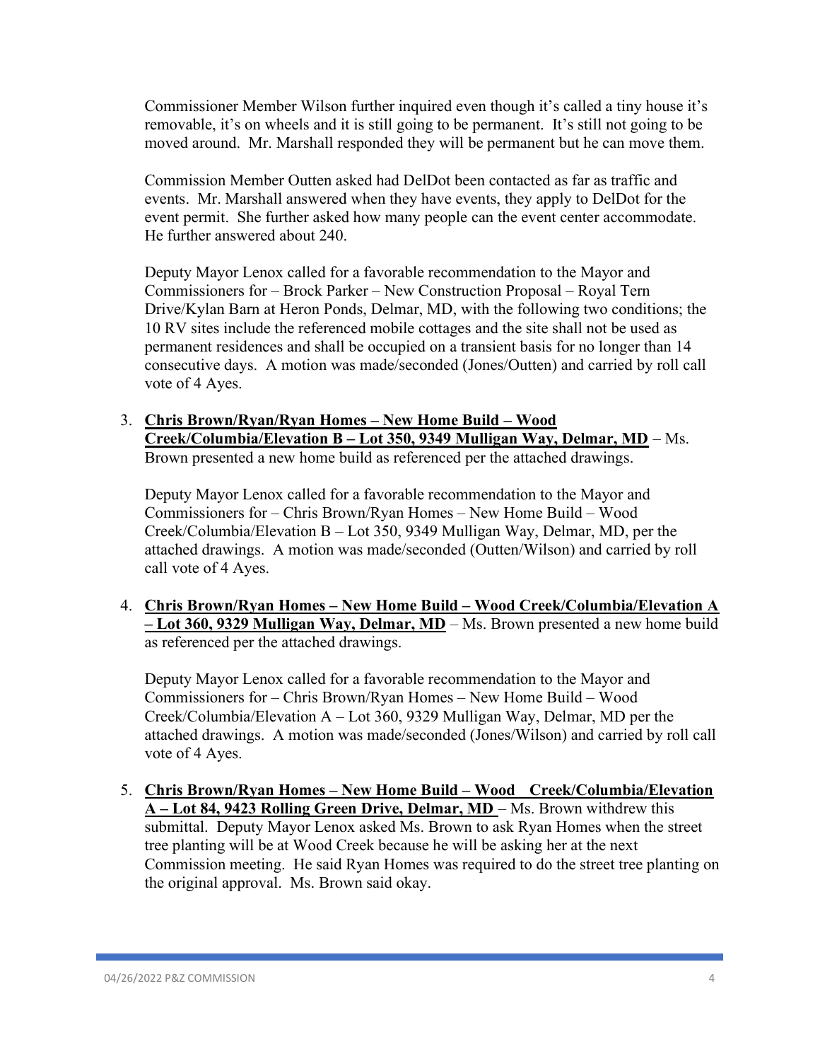Commissioner Member Wilson further inquired even though it's called a tiny house it's removable, it's on wheels and it is still going to be permanent. It's still not going to be moved around. Mr. Marshall responded they will be permanent but he can move them.

Commission Member Outten asked had DelDot been contacted as far as traffic and events. Mr. Marshall answered when they have events, they apply to DelDot for the event permit. She further asked how many people can the event center accommodate. He further answered about 240.

Deputy Mayor Lenox called for a favorable recommendation to the Mayor and Commissioners for – Brock Parker – New Construction Proposal – Royal Tern Drive/Kylan Barn at Heron Ponds, Delmar, MD, with the following two conditions; the 10 RV sites include the referenced mobile cottages and the site shall not be used as permanent residences and shall be occupied on a transient basis for no longer than 14 consecutive days. A motion was made/seconded (Jones/Outten) and carried by roll call vote of 4 Ayes.

3. **<u>Chris Brown/Ryan/Ryan Homes – New Home Build – Wood Creek/Columbia/Elevation B – Lot 350, 9349 Mulligan Way, Delmar, MD</u>** – Ms. Brown presented a new home build as referenced per the attached drawings.

   Deputy Mayor Lenox called for a favorable recommendation to the Mayor and Commissioners for – Chris Brown/Ryan Homes – New Home Build – Wood Creek/Columbia/Elevation B – Lot 350, 9349 Mulligan Way, Delmar, MD, per the attached drawings. A motion was made/seconded (Outten/Wilson) and carried by roll call vote of 4 Ayes.

4. **<u>Chris Brown/Ryan Homes – New Home Build – Wood Creek/Columbia/Elevation A – Lot 360, 9329 Mulligan Way, Delmar, MD</u>** – Ms. Brown presented a new home build as referenced per the attached drawings.

   Deputy Mayor Lenox called for a favorable recommendation to the Mayor and Commissioners for – Chris Brown/Ryan Homes – New Home Build – Wood Creek/Columbia/Elevation A – Lot 360, 9329 Mulligan Way, Delmar, MD per the attached drawings. A motion was made/seconded (Jones/Wilson) and carried by roll call vote of 4 Ayes.

5. **<u>Chris Brown/Ryan Homes – New Home Build – Wood Creek/Columbia/Elevation A – Lot 84, 9423 Rolling Green Drive, Delmar, MD</u>** – Ms. Brown withdrew this submittal. Deputy Mayor Lenox asked Ms. Brown to ask Ryan Homes when the street tree planting will be at Wood Creek because he will be asking her at the next Commission meeting. He said Ryan Homes was required to do the street tree planting on the original approval. Ms. Brown said okay.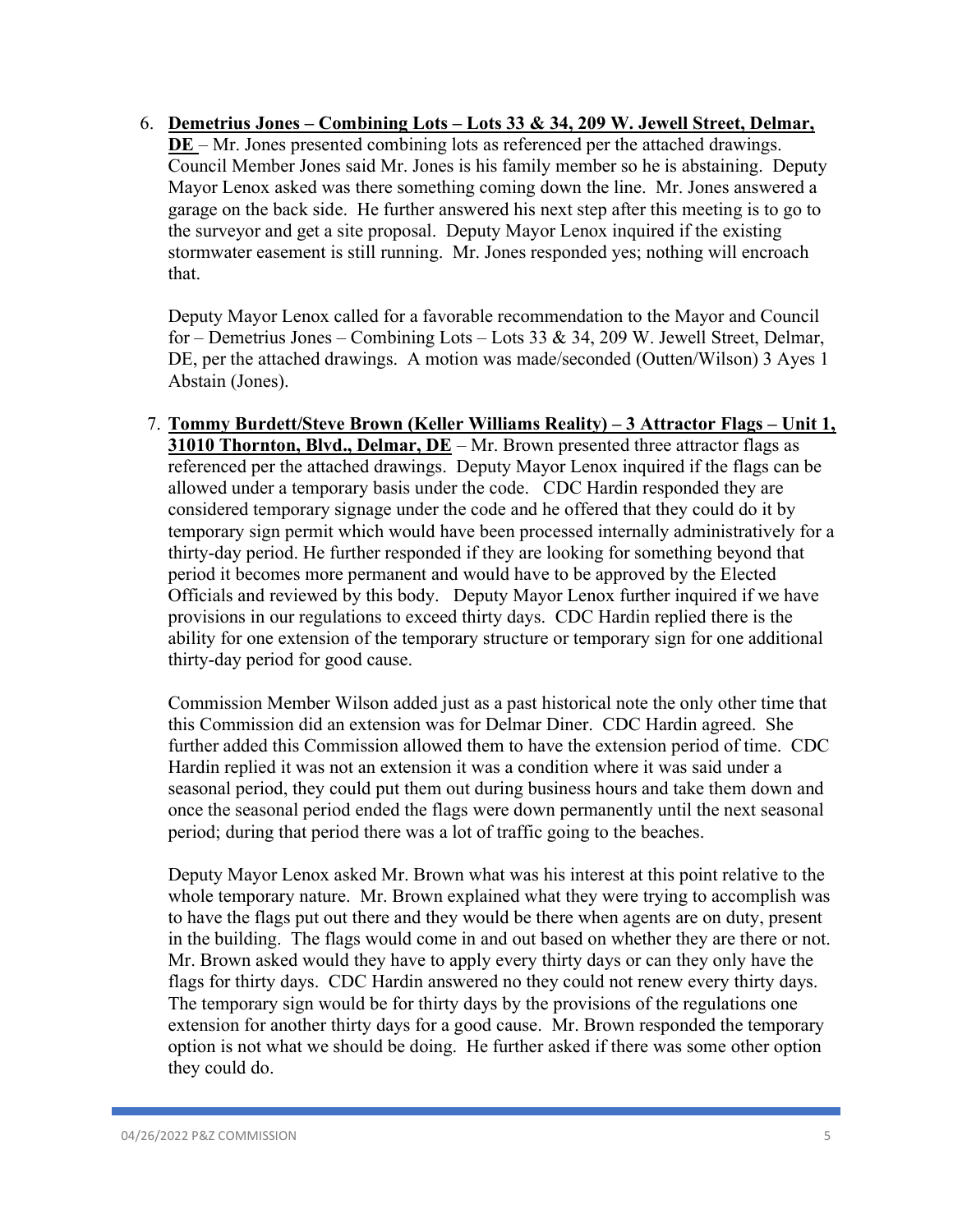6. **Demetrius Jones – Combining Lots – Lots 33 & 34, 209 W. Jewell Street, Delmar, DE** – Mr. Jones presented combining lots as referenced per the attached drawings. Council Member Jones said Mr. Jones is his family member so he is abstaining. Deputy Mayor Lenox asked was there something coming down the line. Mr. Jones answered a garage on the back side. He further answered his next step after this meeting is to go to the surveyor and get a site proposal. Deputy Mayor Lenox inquired if the existing stormwater easement is still running. Mr. Jones responded yes; nothing will encroach that.

   Deputy Mayor Lenox called for a favorable recommendation to the Mayor and Council for – Demetrius Jones – Combining Lots – Lots 33 & 34, 209 W. Jewell Street, Delmar, DE, per the attached drawings. A motion was made/seconded (Outten/Wilson) 3 Ayes 1 Abstain (Jones).

7. **Tommy Burdett/Steve Brown (Keller Williams Reality) – 3 Attractor Flags – Unit 1, 31010 Thornton, Blvd., Delmar, DE** – Mr. Brown presented three attractor flags as referenced per the attached drawings. Deputy Mayor Lenox inquired if the flags can be allowed under a temporary basis under the code. CDC Hardin responded they are considered temporary signage under the code and he offered that they could do it by temporary sign permit which would have been processed internally administratively for a thirty-day period. He further responded if they are looking for something beyond that period it becomes more permanent and would have to be approved by the Elected Officials and reviewed by this body. Deputy Mayor Lenox further inquired if we have provisions in our regulations to exceed thirty days. CDC Hardin replied there is the ability for one extension of the temporary structure or temporary sign for one additional thirty-day period for good cause.

   Commission Member Wilson added just as a past historical note the only other time that this Commission did an extension was for Delmar Diner. CDC Hardin agreed. She further added this Commission allowed them to have the extension period of time. CDC Hardin replied it was not an extension it was a condition where it was said under a seasonal period, they could put them out during business hours and take them down and once the seasonal period ended the flags were down permanently until the next seasonal period; during that period there was a lot of traffic going to the beaches.

   Deputy Mayor Lenox asked Mr. Brown what was his interest at this point relative to the whole temporary nature. Mr. Brown explained what they were trying to accomplish was to have the flags put out there and they would be there when agents are on duty, present in the building. The flags would come in and out based on whether they are there or not. Mr. Brown asked would they have to apply every thirty days or can they only have the flags for thirty days. CDC Hardin answered no they could not renew every thirty days. The temporary sign would be for thirty days by the provisions of the regulations one extension for another thirty days for a good cause. Mr. Brown responded the temporary option is not what we should be doing. He further asked if there was some other option they could do.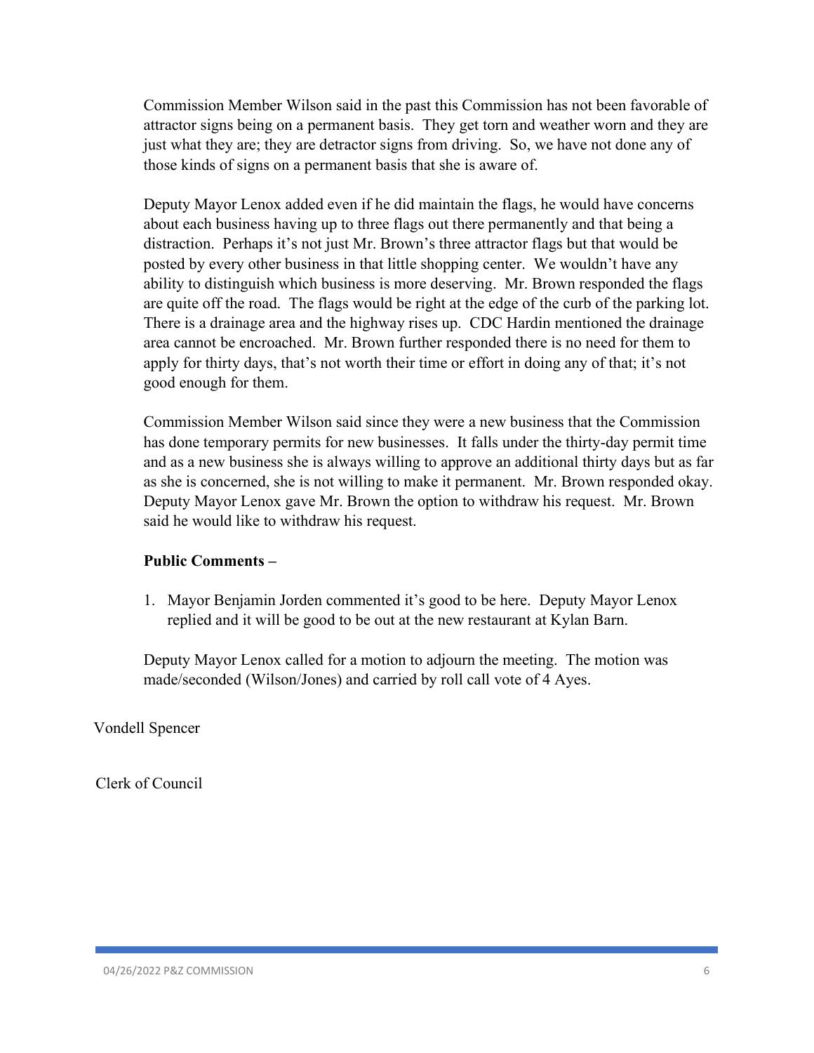Commission Member Wilson said in the past this Commission has not been favorable of attractor signs being on a permanent basis. They get torn and weather worn and they are just what they are; they are detractor signs from driving. So, we have not done any of those kinds of signs on a permanent basis that she is aware of.

Deputy Mayor Lenox added even if he did maintain the flags, he would have concerns about each business having up to three flags out there permanently and that being a distraction. Perhaps it's not just Mr. Brown's three attractor flags but that would be posted by every other business in that little shopping center. We wouldn't have any ability to distinguish which business is more deserving. Mr. Brown responded the flags are quite off the road. The flags would be right at the edge of the curb of the parking lot. There is a drainage area and the highway rises up. CDC Hardin mentioned the drainage area cannot be encroached. Mr. Brown further responded there is no need for them to apply for thirty days, that's not worth their time or effort in doing any of that; it's not good enough for them.

Commission Member Wilson said since they were a new business that the Commission has done temporary permits for new businesses. It falls under the thirty-day permit time and as a new business she is always willing to approve an additional thirty days but as far as she is concerned, she is not willing to make it permanent. Mr. Brown responded okay. Deputy Mayor Lenox gave Mr. Brown the option to withdraw his request. Mr. Brown said he would like to withdraw his request.

**Public Comments –**

1. Mayor Benjamin Jorden commented it's good to be here. Deputy Mayor Lenox replied and it will be good to be out at the new restaurant at Kylan Barn.

Deputy Mayor Lenox called for a motion to adjourn the meeting. The motion was made/seconded (Wilson/Jones) and carried by roll call vote of 4 Ayes.

Vondell Spencer

Clerk of Council